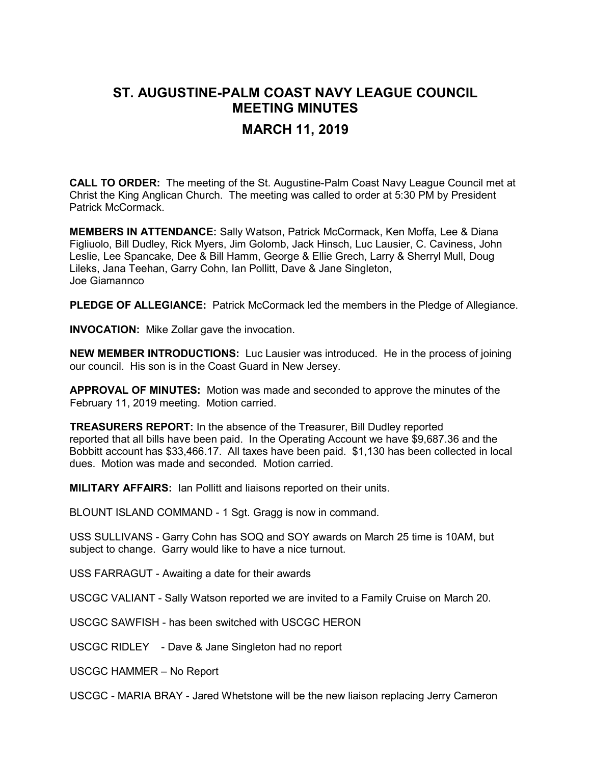# ST. AUGUSTINE-PALM COAST NAVY LEAGUE COUNCIL
# MEETING MINUTES
## MARCH 11, 2019

**CALL TO ORDER:** The meeting of the St. Augustine-Palm Coast Navy League Council met at Christ the King Anglican Church. The meeting was called to order at 5:30 PM by President Patrick McCormack.

**MEMBERS IN ATTENDANCE:** Sally Watson, Patrick McCormack, Ken Moffa, Lee & Diana Figliuolo, Bill Dudley, Rick Myers, Jim Golomb, Jack Hinsch, Luc Lausier, C. Caviness, John Leslie, Lee Spancake, Dee & Bill Hamm, George & Ellie Grech, Larry & Sherryl Mull, Doug Lileks, Jana Teehan, Garry Cohn, Ian Pollitt, Dave & Jane Singleton, Joe Giamannco

**PLEDGE OF ALLEGIANCE:** Patrick McCormack led the members in the Pledge of Allegiance.

**INVOCATION:** Mike Zollar gave the invocation.

**NEW MEMBER INTRODUCTIONS:** Luc Lausier was introduced. He in the process of joining our council. His son is in the Coast Guard in New Jersey.

**APPROVAL OF MINUTES:** Motion was made and seconded to approve the minutes of the February 11, 2019 meeting. Motion carried.

**TREASURERS REPORT:** In the absence of the Treasurer, Bill Dudley reported reported that all bills have been paid. In the Operating Account we have $9,687.36 and the Bobbitt account has $33,466.17. All taxes have been paid. $1,130 has been collected in local dues. Motion was made and seconded. Motion carried.

**MILITARY AFFAIRS:** Ian Pollitt and liaisons reported on their units.

BLOUNT ISLAND COMMAND - 1 Sgt. Gragg is now in command.

USS SULLIVANS - Garry Cohn has SOQ and SOY awards on March 25 time is 10AM, but subject to change. Garry would like to have a nice turnout.

USS FARRAGUT - Awaiting a date for their awards

USCGC VALIANT - Sally Watson reported we are invited to a Family Cruise on March 20.

USCGC SAWFISH - has been switched with USCGC HERON

USCGC RIDLEY - Dave & Jane Singleton had no report

USCGC HAMMER – No Report

USCGC - MARIA BRAY - Jared Whetstone will be the new liaison replacing Jerry Cameron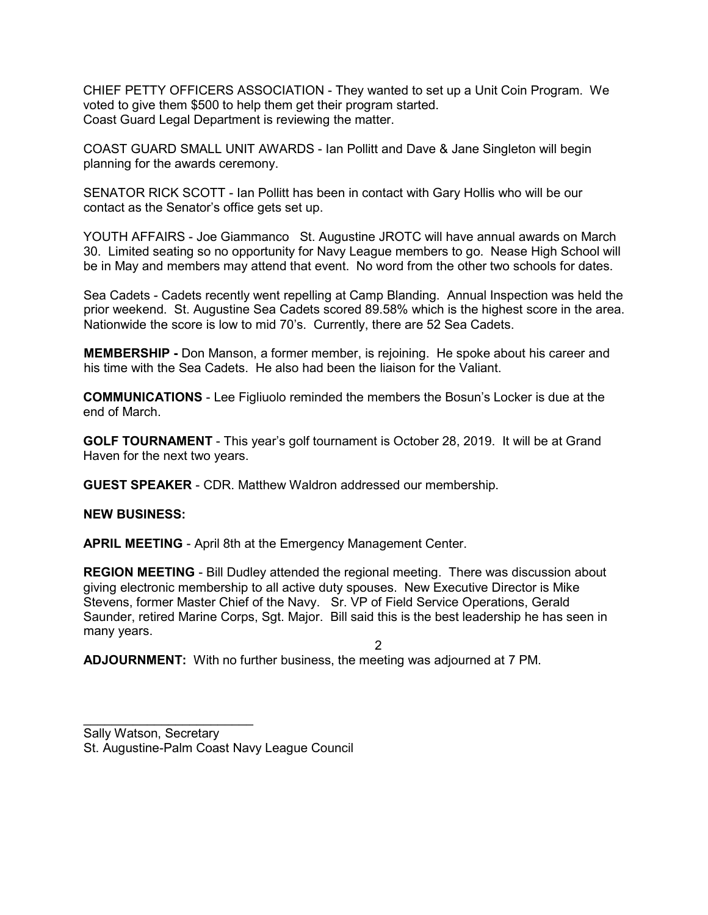CHIEF PETTY OFFICERS ASSOCIATION - They wanted to set up a Unit Coin Program. We voted to give them $500 to help them get their program started.
Coast Guard Legal Department is reviewing the matter.

COAST GUARD SMALL UNIT AWARDS - Ian Pollitt and Dave & Jane Singleton will begin planning for the awards ceremony.

SENATOR RICK SCOTT - Ian Pollitt has been in contact with Gary Hollis who will be our contact as the Senator's office gets set up.

YOUTH AFFAIRS - Joe Giammanco St. Augustine JROTC will have annual awards on March 30. Limited seating so no opportunity for Navy League members to go. Nease High School will be in May and members may attend that event. No word from the other two schools for dates.

Sea Cadets - Cadets recently went repelling at Camp Blanding. Annual Inspection was held the prior weekend. St. Augustine Sea Cadets scored 89.58% which is the highest score in the area. Nationwide the score is low to mid 70's. Currently, there are 52 Sea Cadets.

**MEMBERSHIP -** Don Manson, a former member, is rejoining. He spoke about his career and his time with the Sea Cadets. He also had been the liaison for the Valiant.

**COMMUNICATIONS** - Lee Figliuolo reminded the members the Bosun's Locker is due at the end of March.

**GOLF TOURNAMENT** - This year's golf tournament is October 28, 2019. It will be at Grand Haven for the next two years.

**GUEST SPEAKER** - CDR. Matthew Waldron addressed our membership.

**NEW BUSINESS:**

**APRIL MEETING** - April 8th at the Emergency Management Center.

**REGION MEETING** - Bill Dudley attended the regional meeting. There was discussion about giving electronic membership to all active duty spouses. New Executive Director is Mike Stevens, former Master Chief of the Navy. Sr. VP of Field Service Operations, Gerald Saunder, retired Marine Corps, Sgt. Major. Bill said this is the best leadership he has seen in many years.

**ADJOURNMENT:** With no further business, the meeting was adjourned at 7 PM.

\_\_\_\_\_\_\_\_\_\_\_\_\_\_\_\_\_\_\_\_\_\_\_\_\_

Sally Watson, Secretary
St. Augustine-Palm Coast Navy League Council